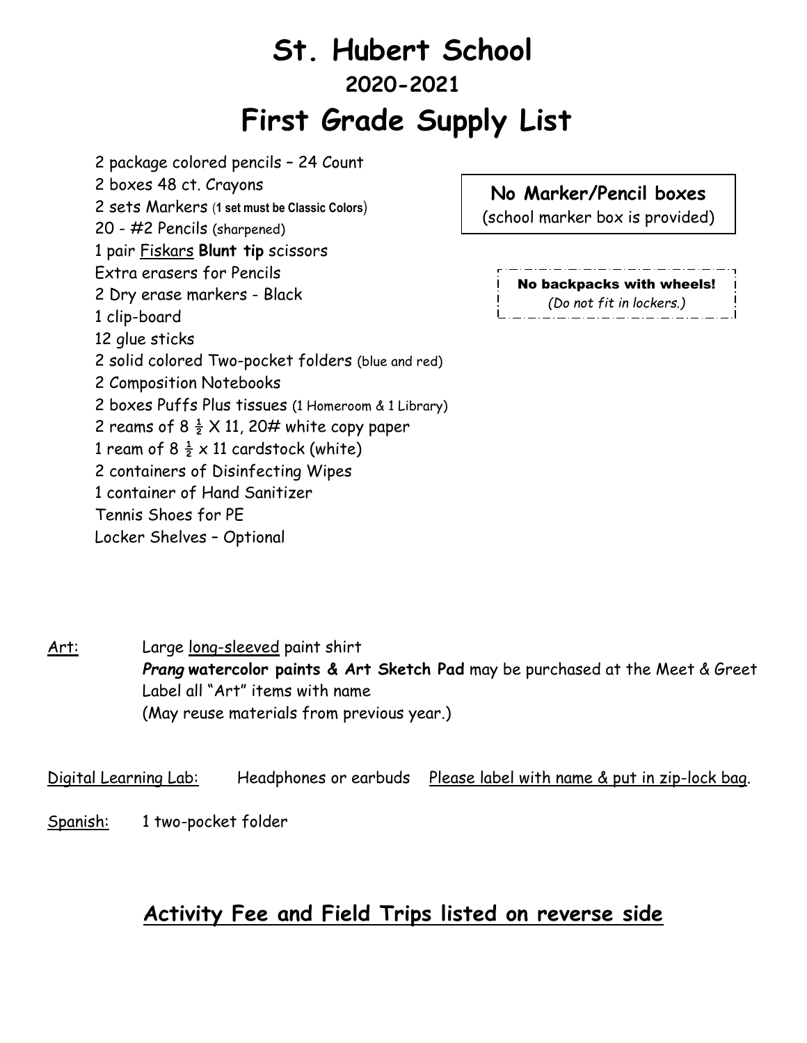# St. Hubert School

## 2020-2021

# First Grade Supply List

2 package colored pencils – 24 Count
2 boxes 48 ct. Crayons
2 sets Markers (**1 set must be Classic Colors**)
20 - #2 Pencils (sharpened)
1 pair Fiskars **Blunt tip** scissors
Extra erasers for Pencils
2 Dry erase markers - Black
1 clip-board
12 glue sticks
2 solid colored Two-pocket folders (blue and red)
2 Composition Notebooks
2 boxes Puffs Plus tissues (1 Homeroom & 1 Library)
2 reams of 8 ½ X 11, 20# white copy paper
1 ream of 8 ½ x 11 cardstock (white)
2 containers of Disinfecting Wipes
1 container of Hand Sanitizer
Tennis Shoes for PE
Locker Shelves – Optional

**No Marker/Pencil boxes**
(school marker box is provided)

**No backpacks with wheels!**
*(Do not fit in lockers.)*

Art: Large long-sleeved paint shirt
***Prang* watercolor paints & Art Sketch Pad** may be purchased at the Meet & Greet
Label all "Art" items with name
(May reuse materials from previous year.)

Digital Learning Lab: Headphones or earbuds Please label with name & put in zip-lock bag.

Spanish: 1 two-pocket folder

## Activity Fee and Field Trips listed on reverse side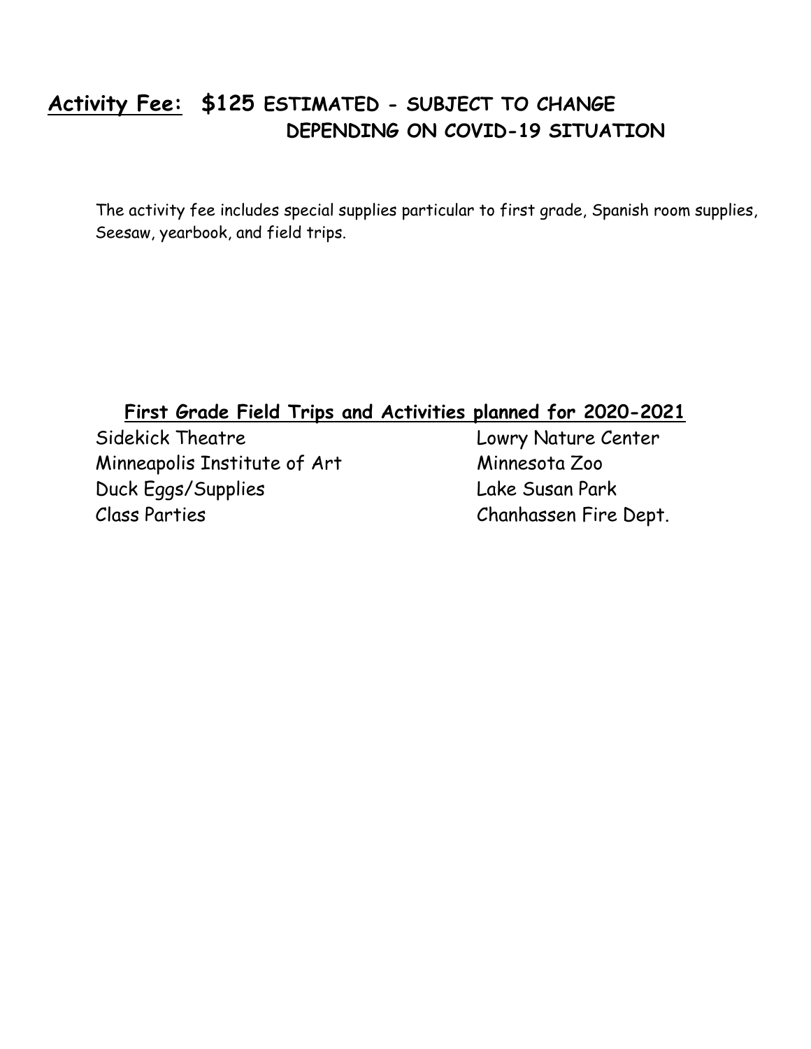## **Activity Fee:** **$125 ESTIMATED - SUBJECT TO CHANGE DEPENDING ON COVID-19 SITUATION**

The activity fee includes special supplies particular to first grade, Spanish room supplies, Seesaw, yearbook, and field trips.

### **First Grade Field Trips and Activities planned for 2020-2021**

- Sidekick Theatre
- Minneapolis Institute of Art
- Duck Eggs/Supplies
- Class Parties
- Lowry Nature Center
- Minnesota Zoo
- Lake Susan Park
- Chanhassen Fire Dept.